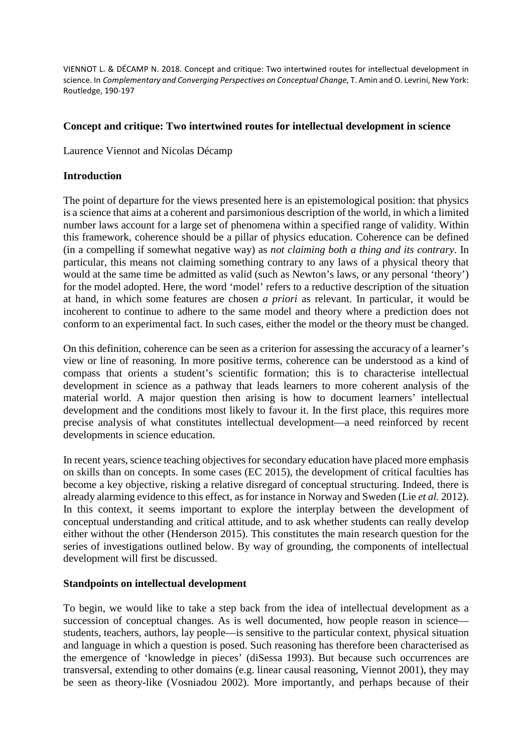VIENNOT L. & DÉCAMP N. 2018. Concept and critique: Two intertwined routes for intellectual development in science. In *Complementary and Converging Perspectives on Conceptual Change*, T. Amin and O. Levrini, New York: Routledge, 190-197

# Concept and critique: Two intertwined routes for intellectual development in science

Laurence Viennot and Nicolas Décamp

## Introduction

The point of departure for the views presented here is an epistemological position: that physics is a science that aims at a coherent and parsimonious description of the world, in which a limited number laws account for a large set of phenomena within a specified range of validity. Within this framework, coherence should be a pillar of physics education. Coherence can be defined (in a compelling if somewhat negative way) as *not claiming both a thing and its contrary*. In particular, this means not claiming something contrary to any laws of a physical theory that would at the same time be admitted as valid (such as Newton's laws, or any personal 'theory') for the model adopted. Here, the word 'model' refers to a reductive description of the situation at hand, in which some features are chosen *a priori* as relevant. In particular, it would be incoherent to continue to adhere to the same model and theory where a prediction does not conform to an experimental fact. In such cases, either the model or the theory must be changed.

On this definition, coherence can be seen as a criterion for assessing the accuracy of a learner's view or line of reasoning. In more positive terms, coherence can be understood as a kind of compass that orients a student's scientific formation; this is to characterise intellectual development in science as a pathway that leads learners to more coherent analysis of the material world. A major question then arising is how to document learners' intellectual development and the conditions most likely to favour it. In the first place, this requires more precise analysis of what constitutes intellectual development—a need reinforced by recent developments in science education.

In recent years, science teaching objectives for secondary education have placed more emphasis on skills than on concepts. In some cases (EC 2015), the development of critical faculties has become a key objective, risking a relative disregard of conceptual structuring. Indeed, there is already alarming evidence to this effect, as for instance in Norway and Sweden (Lie *et al.* 2012). In this context, it seems important to explore the interplay between the development of conceptual understanding and critical attitude, and to ask whether students can really develop either without the other (Henderson 2015). This constitutes the main research question for the series of investigations outlined below. By way of grounding, the components of intellectual development will first be discussed.

## Standpoints on intellectual development

To begin, we would like to take a step back from the idea of intellectual development as a succession of conceptual changes. As is well documented, how people reason in science—students, teachers, authors, lay people—is sensitive to the particular context, physical situation and language in which a question is posed. Such reasoning has therefore been characterised as the emergence of 'knowledge in pieces' (diSessa 1993). But because such occurrences are transversal, extending to other domains (e.g. linear causal reasoning, Viennot 2001), they may be seen as theory-like (Vosniadou 2002). More importantly, and perhaps because of their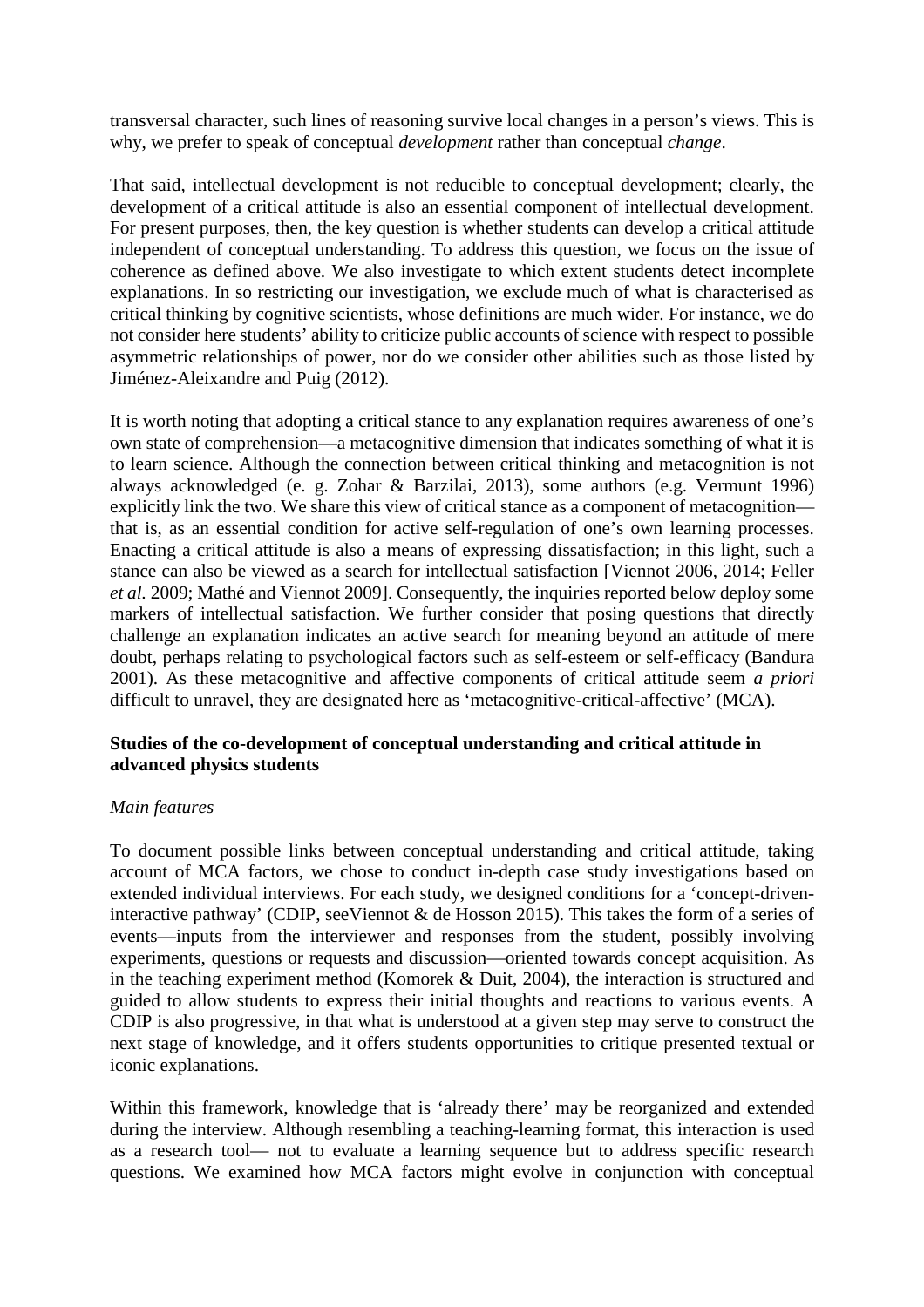transversal character, such lines of reasoning survive local changes in a person's views. This is why, we prefer to speak of conceptual *development* rather than conceptual *change*.

That said, intellectual development is not reducible to conceptual development; clearly, the development of a critical attitude is also an essential component of intellectual development. For present purposes, then, the key question is whether students can develop a critical attitude independent of conceptual understanding. To address this question, we focus on the issue of coherence as defined above. We also investigate to which extent students detect incomplete explanations. In so restricting our investigation, we exclude much of what is characterised as critical thinking by cognitive scientists, whose definitions are much wider. For instance, we do not consider here students' ability to criticize public accounts of science with respect to possible asymmetric relationships of power, nor do we consider other abilities such as those listed by Jiménez-Aleixandre and Puig (2012).

It is worth noting that adopting a critical stance to any explanation requires awareness of one's own state of comprehension—a metacognitive dimension that indicates something of what it is to learn science. Although the connection between critical thinking and metacognition is not always acknowledged (e. g. Zohar & Barzilai, 2013), some authors (e.g. Vermunt 1996) explicitly link the two. We share this view of critical stance as a component of metacognition—that is, as an essential condition for active self-regulation of one's own learning processes. Enacting a critical attitude is also a means of expressing dissatisfaction; in this light, such a stance can also be viewed as a search for intellectual satisfaction [Viennot 2006, 2014; Feller *et al.* 2009; Mathé and Viennot 2009]. Consequently, the inquiries reported below deploy some markers of intellectual satisfaction. We further consider that posing questions that directly challenge an explanation indicates an active search for meaning beyond an attitude of mere doubt, perhaps relating to psychological factors such as self-esteem or self-efficacy (Bandura 2001). As these metacognitive and affective components of critical attitude seem *a priori* difficult to unravel, they are designated here as 'metacognitive-critical-affective' (MCA).

**Studies of the co-development of conceptual understanding and critical attitude in advanced physics students**

*Main features*

To document possible links between conceptual understanding and critical attitude, taking account of MCA factors, we chose to conduct in-depth case study investigations based on extended individual interviews. For each study, we designed conditions for a 'concept-driven-interactive pathway' (CDIP, seeViennot & de Hosson 2015). This takes the form of a series of events—inputs from the interviewer and responses from the student, possibly involving experiments, questions or requests and discussion—oriented towards concept acquisition. As in the teaching experiment method (Komorek & Duit, 2004), the interaction is structured and guided to allow students to express their initial thoughts and reactions to various events. A CDIP is also progressive, in that what is understood at a given step may serve to construct the next stage of knowledge, and it offers students opportunities to critique presented textual or iconic explanations.

Within this framework, knowledge that is 'already there' may be reorganized and extended during the interview. Although resembling a teaching-learning format, this interaction is used as a research tool— not to evaluate a learning sequence but to address specific research questions. We examined how MCA factors might evolve in conjunction with conceptual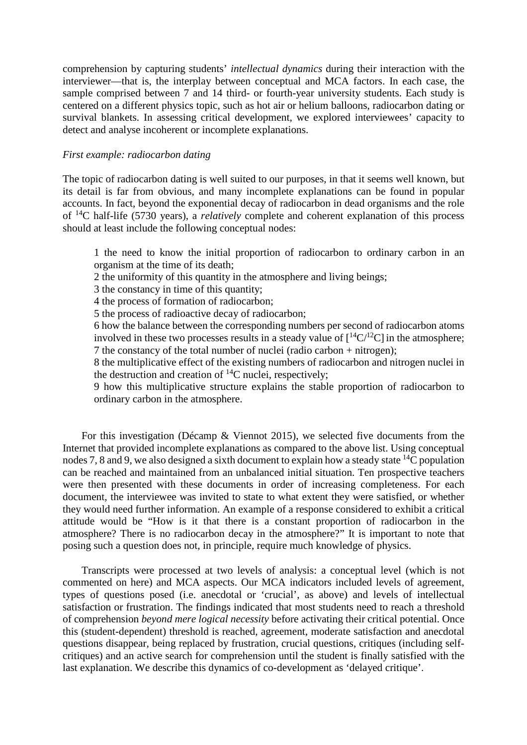comprehension by capturing students' *intellectual dynamics* during their interaction with the interviewer—that is, the interplay between conceptual and MCA factors. In each case, the sample comprised between 7 and 14 third- or fourth-year university students. Each study is centered on a different physics topic, such as hot air or helium balloons, radiocarbon dating or survival blankets. In assessing critical development, we explored interviewees' capacity to detect and analyse incoherent or incomplete explanations.

*First example: radiocarbon dating*

The topic of radiocarbon dating is well suited to our purposes, in that it seems well known, but its detail is far from obvious, and many incomplete explanations can be found in popular accounts. In fact, beyond the exponential decay of radiocarbon in dead organisms and the role of $^{14}C$ half-life (5730 years), a *relatively* complete and coherent explanation of this process should at least include the following conceptual nodes:

> 1 the need to know the initial proportion of radiocarbon to ordinary carbon in an organism at the time of its death;
> 2 the uniformity of this quantity in the atmosphere and living beings;
> 3 the constancy in time of this quantity;
> 4 the process of formation of radiocarbon;
> 5 the process of radioactive decay of radiocarbon;
> 6 how the balance between the corresponding numbers per second of radiocarbon atoms involved in these two processes results in a steady value of $[^{14}C/^{12}C]$ in the atmosphere;
> 7 the constancy of the total number of nuclei (radio carbon + nitrogen);
> 8 the multiplicative effect of the existing numbers of radiocarbon and nitrogen nuclei in the destruction and creation of $^{14}C$ nuclei, respectively;
> 9 how this multiplicative structure explains the stable proportion of radiocarbon to ordinary carbon in the atmosphere.

For this investigation (Décamp & Viennot 2015), we selected five documents from the Internet that provided incomplete explanations as compared to the above list. Using conceptual nodes 7, 8 and 9, we also designed a sixth document to explain how a steady state $^{14}C$ population can be reached and maintained from an unbalanced initial situation. Ten prospective teachers were then presented with these documents in order of increasing completeness. For each document, the interviewee was invited to state to what extent they were satisfied, or whether they would need further information. An example of a response considered to exhibit a critical attitude would be "How is it that there is a constant proportion of radiocarbon in the atmosphere? There is no radiocarbon decay in the atmosphere?" It is important to note that posing such a question does not, in principle, require much knowledge of physics.

Transcripts were processed at two levels of analysis: a conceptual level (which is not commented on here) and MCA aspects. Our MCA indicators included levels of agreement, types of questions posed (i.e. anecdotal or 'crucial', as above) and levels of intellectual satisfaction or frustration. The findings indicated that most students need to reach a threshold of comprehension *beyond mere logical necessity* before activating their critical potential. Once this (student-dependent) threshold is reached, agreement, moderate satisfaction and anecdotal questions disappear, being replaced by frustration, crucial questions, critiques (including self-critiques) and an active search for comprehension until the student is finally satisfied with the last explanation. We describe this dynamics of co-development as 'delayed critique'.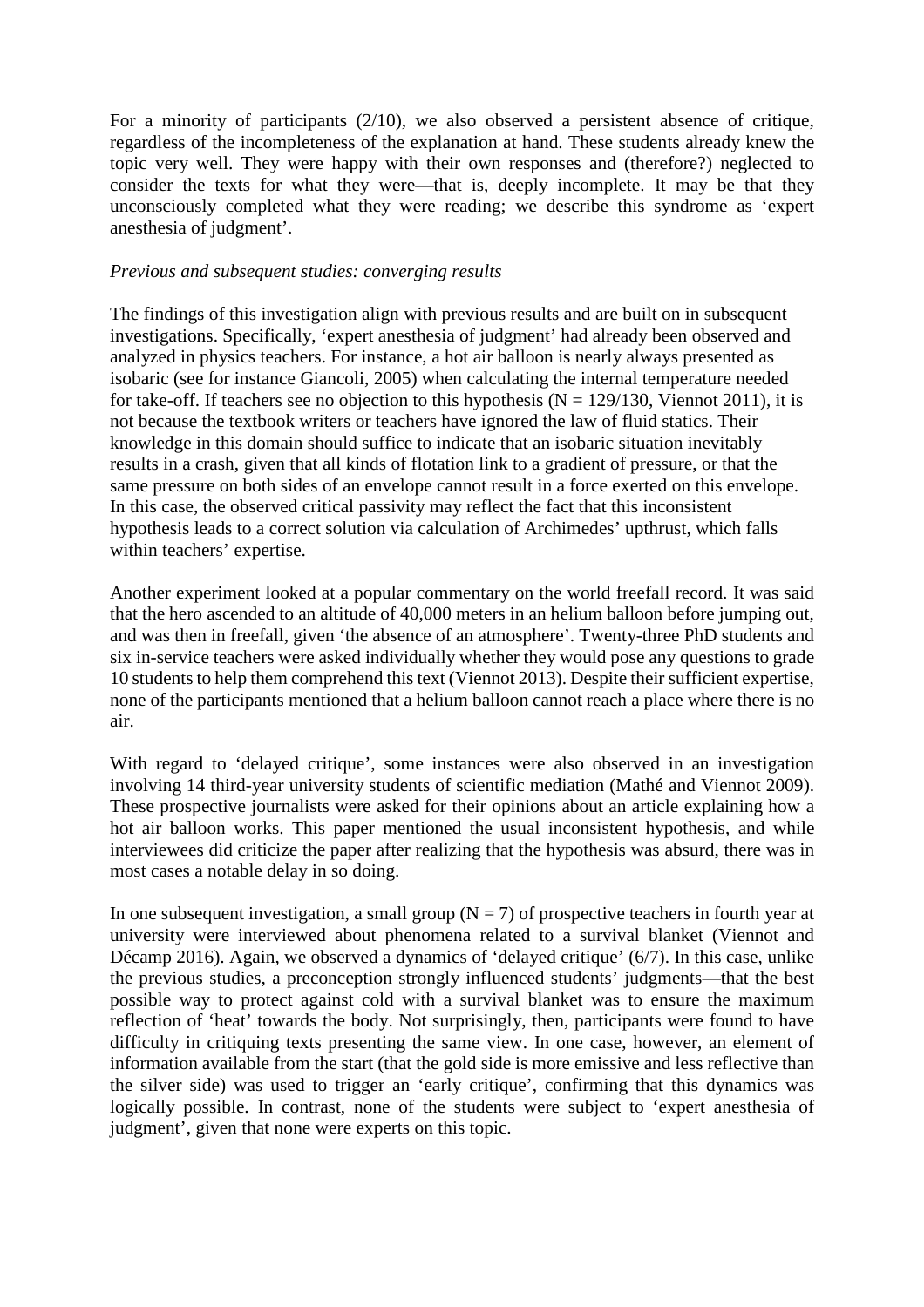For a minority of participants (2/10), we also observed a persistent absence of critique, regardless of the incompleteness of the explanation at hand. These students already knew the topic very well. They were happy with their own responses and (therefore?) neglected to consider the texts for what they were—that is, deeply incomplete. It may be that they unconsciously completed what they were reading; we describe this syndrome as 'expert anesthesia of judgment'.

*Previous and subsequent studies: converging results*

The findings of this investigation align with previous results and are built on in subsequent investigations. Specifically, 'expert anesthesia of judgment' had already been observed and analyzed in physics teachers. For instance, a hot air balloon is nearly always presented as isobaric (see for instance Giancoli, 2005) when calculating the internal temperature needed for take-off. If teachers see no objection to this hypothesis (N = 129/130, Viennot 2011), it is not because the textbook writers or teachers have ignored the law of fluid statics. Their knowledge in this domain should suffice to indicate that an isobaric situation inevitably results in a crash, given that all kinds of flotation link to a gradient of pressure, or that the same pressure on both sides of an envelope cannot result in a force exerted on this envelope. In this case, the observed critical passivity may reflect the fact that this inconsistent hypothesis leads to a correct solution via calculation of Archimedes' upthrust, which falls within teachers' expertise.

Another experiment looked at a popular commentary on the world freefall record. It was said that the hero ascended to an altitude of 40,000 meters in an helium balloon before jumping out, and was then in freefall, given 'the absence of an atmosphere'. Twenty-three PhD students and six in-service teachers were asked individually whether they would pose any questions to grade 10 students to help them comprehend this text (Viennot 2013). Despite their sufficient expertise, none of the participants mentioned that a helium balloon cannot reach a place where there is no air.

With regard to 'delayed critique', some instances were also observed in an investigation involving 14 third-year university students of scientific mediation (Mathé and Viennot 2009). These prospective journalists were asked for their opinions about an article explaining how a hot air balloon works. This paper mentioned the usual inconsistent hypothesis, and while interviewees did criticize the paper after realizing that the hypothesis was absurd, there was in most cases a notable delay in so doing.

In one subsequent investigation, a small group (N = 7) of prospective teachers in fourth year at university were interviewed about phenomena related to a survival blanket (Viennot and Décamp 2016). Again, we observed a dynamics of 'delayed critique' (6/7). In this case, unlike the previous studies, a preconception strongly influenced students' judgments—that the best possible way to protect against cold with a survival blanket was to ensure the maximum reflection of 'heat' towards the body. Not surprisingly, then, participants were found to have difficulty in critiquing texts presenting the same view. In one case, however, an element of information available from the start (that the gold side is more emissive and less reflective than the silver side) was used to trigger an 'early critique', confirming that this dynamics was logically possible. In contrast, none of the students were subject to 'expert anesthesia of judgment', given that none were experts on this topic.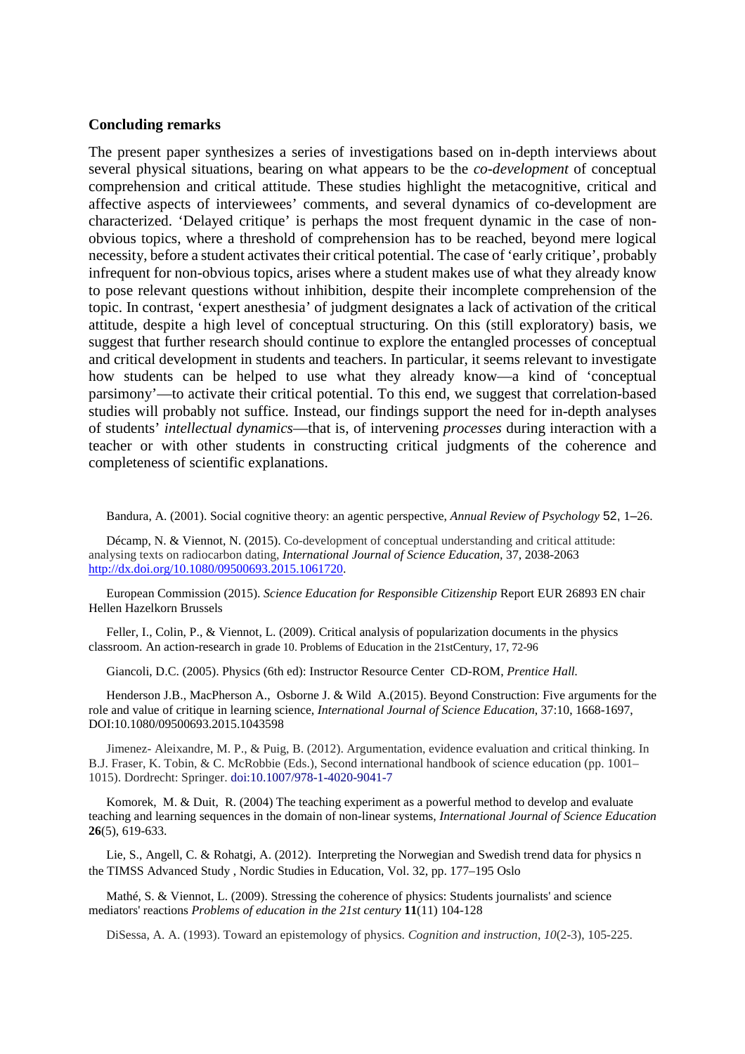## Concluding remarks

The present paper synthesizes a series of investigations based on in-depth interviews about several physical situations, bearing on what appears to be the *co-development* of conceptual comprehension and critical attitude. These studies highlight the metacognitive, critical and affective aspects of interviewees' comments, and several dynamics of co-development are characterized. 'Delayed critique' is perhaps the most frequent dynamic in the case of non-obvious topics, where a threshold of comprehension has to be reached, beyond mere logical necessity, before a student activates their critical potential. The case of 'early critique', probably infrequent for non-obvious topics, arises where a student makes use of what they already know to pose relevant questions without inhibition, despite their incomplete comprehension of the topic. In contrast, 'expert anesthesia' of judgment designates a lack of activation of the critical attitude, despite a high level of conceptual structuring. On this (still exploratory) basis, we suggest that further research should continue to explore the entangled processes of conceptual and critical development in students and teachers. In particular, it seems relevant to investigate how students can be helped to use what they already know—a kind of 'conceptual parsimony'—to activate their critical potential. To this end, we suggest that correlation-based studies will probably not suffice. Instead, our findings support the need for in-depth analyses of students' *intellectual dynamics*—that is, of intervening *processes* during interaction with a teacher or with other students in constructing critical judgments of the coherence and completeness of scientific explanations.

Bandura, A. (2001). Social cognitive theory: an agentic perspective, *Annual Review of Psychology* 52, 1–26.

Décamp, N. & Viennot, N. (2015). Co-development of conceptual understanding and critical attitude: analysing texts on radiocarbon dating, *International Journal of Science Education*, 37, 2038-2063 http://dx.doi.org/10.1080/09500693.2015.1061720.

European Commission (2015). *Science Education for Responsible Citizenship* Report EUR 26893 EN chair Hellen Hazelkorn Brussels

Feller, I., Colin, P., & Viennot, L. (2009). Critical analysis of popularization documents in the physics classroom. An action-research in grade 10. Problems of Education in the 21stCentury, 17, 72-96

Giancoli, D.C. (2005). Physics (6th ed): Instructor Resource Center CD-ROM, *Prentice Hall.*

Henderson J.B., MacPherson A., Osborne J. & Wild A.(2015). Beyond Construction: Five arguments for the role and value of critique in learning science, *International Journal of Science Education*, 37:10, 1668-1697, DOI:10.1080/09500693.2015.1043598

Jimenez- Aleixandre, M. P., & Puig, B. (2012). Argumentation, evidence evaluation and critical thinking. In B.J. Fraser, K. Tobin, & C. McRobbie (Eds.), Second international handbook of science education (pp. 1001–1015). Dordrecht: Springer. doi:10.1007/978-1-4020-9041-7

Komorek, M. & Duit, R. (2004) The teaching experiment as a powerful method to develop and evaluate teaching and learning sequences in the domain of non-linear systems, *International Journal of Science Education* **26**(5), 619-633.

Lie, S., Angell, C. & Rohatgi, A. (2012). Interpreting the Norwegian and Swedish trend data for physics n the TIMSS Advanced Study , Nordic Studies in Education, Vol. 32, pp. 177–195 Oslo

Mathé, S. & Viennot, L. (2009). Stressing the coherence of physics: Students journalists' and science mediators' reactions *Problems of education in the 21st century* **11**(11) 104-128

DiSessa, A. A. (1993). Toward an epistemology of physics. *Cognition and instruction*, *10*(2-3), 105-225.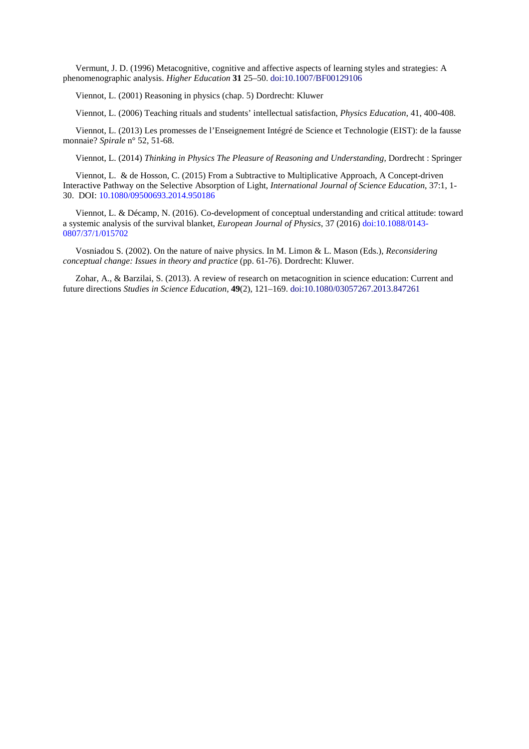Vermunt, J. D. (1996) Metacognitive, cognitive and affective aspects of learning styles and strategies: A phenomenographic analysis. *Higher Education* **31** 25–50. doi:10.1007/BF00129106

Viennot, L. (2001) Reasoning in physics (chap. 5) Dordrecht: Kluwer

Viennot, L. (2006) Teaching rituals and students' intellectual satisfaction, *Physics Education*, 41, 400-408.

Viennot, L. (2013) Les promesses de l'Enseignement Intégré de Science et Technologie (EIST): de la fausse monnaie? *Spirale* n° 52, 51-68.

Viennot, L. (2014) *Thinking in Physics The Pleasure of Reasoning and Understanding*, Dordrecht : Springer

Viennot, L. & de Hosson, C. (2015) From a Subtractive to Multiplicative Approach, A Concept-driven Interactive Pathway on the Selective Absorption of Light, *International Journal of Science Education*, 37:1, 1-30. DOI: 10.1080/09500693.2014.950186

Viennot, L. & Décamp, N. (2016). Co-development of conceptual understanding and critical attitude: toward a systemic analysis of the survival blanket, *European Journal of Physics*, 37 (2016) doi:10.1088/0143-0807/37/1/015702

Vosniadou S. (2002). On the nature of naive physics. In M. Limon & L. Mason (Eds.), *Reconsidering conceptual change: Issues in theory and practice* (pp. 61-76). Dordrecht: Kluwer.

Zohar, A., & Barzilai, S. (2013). A review of research on metacognition in science education: Current and future directions *Studies in Science Education*, **49**(2), 121–169. doi:10.1080/03057267.2013.847261